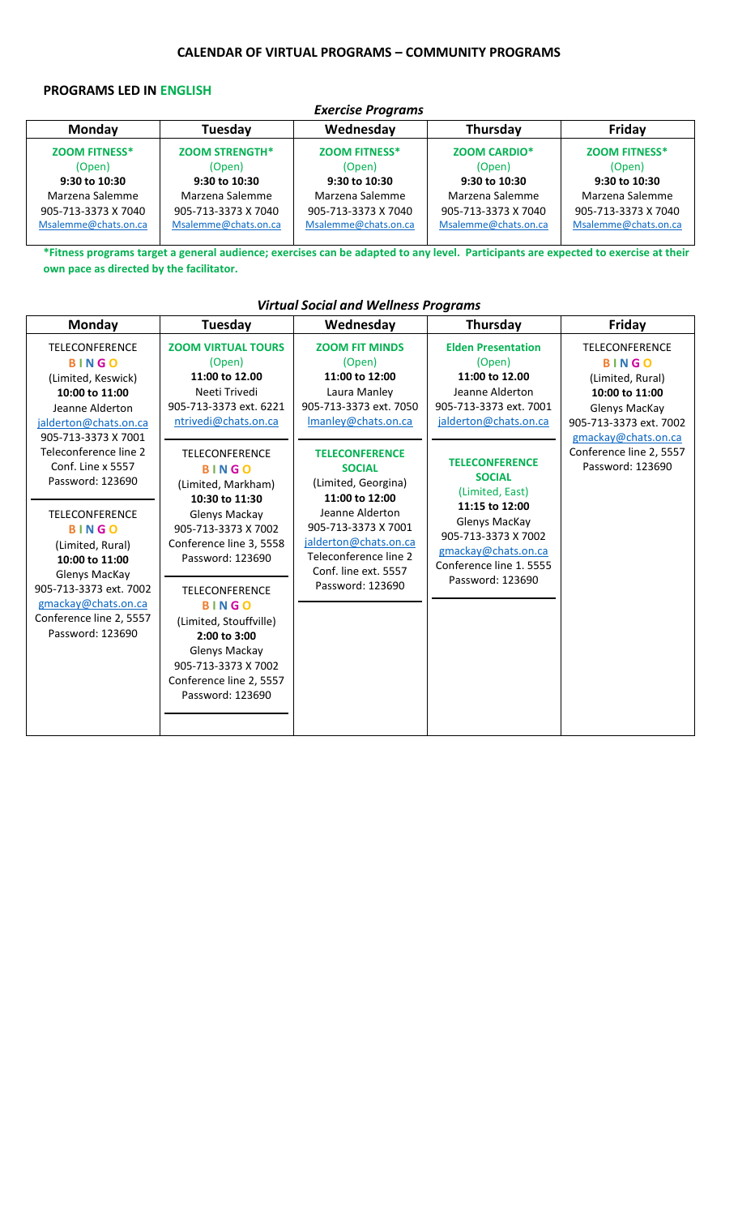## CALENDAR OF VIRTUAL PROGRAMS – COMMUNITY PROGRAMS

### PROGRAMS LED IN ENGLISH

#### *Exercise Programs*

| Monday | Tuesday | Wednesday | Thursday | Friday |
| --- | --- | --- | --- | --- |
| **ZOOM FITNESS*** (Open) **9:30 to 10:30** Marzena Salemme 905-713-3373 X 7040 Msalemme@chats.on.ca | **ZOOM STRENGTH*** (Open) **9:30 to 10:30** Marzena Salemme 905-713-3373 X 7040 Msalemme@chats.on.ca | **ZOOM FITNESS*** (Open) **9:30 to 10:30** Marzena Salemme 905-713-3373 X 7040 Msalemme@chats.on.ca | **ZOOM CARDIO*** (Open) **9:30 to 10:30** Marzena Salemme 905-713-3373 X 7040 Msalemme@chats.on.ca | **ZOOM FITNESS*** (Open) **9:30 to 10:30** Marzena Salemme 905-713-3373 X 7040 Msalemme@chats.on.ca |

**\*Fitness programs target a general audience; exercises can be adapted to any level. Participants are expected to exercise at their own pace as directed by the facilitator.**

#### *Virtual Social and Wellness Programs*

| Monday | Tuesday | Wednesday | Thursday | Friday |
| --- | --- | --- | --- | --- |
| TELECONFERENCE **BINGO** (Limited, Keswick) **10:00 to 11:00** Jeanne Alderton jalderton@chats.on.ca 905-713-3373 X 7001 Teleconference line 2 Conf. Line x 5557 Password: 123690 | **ZOOM VIRTUAL TOURS** (Open) **11:00 to 12.00** Neeti Trivedi 905-713-3373 ext. 6221 ntrivedi@chats.on.ca | **ZOOM FIT MINDS** (Open) **11:00 to 12:00** Laura Manley 905-713-3373 ext. 7050 lmanley@chats.on.ca | **Elden Presentation** (Open) **11:00 to 12.00** Jeanne Alderton 905-713-3373 ext. 7001 jalderton@chats.on.ca | TELECONFERENCE **BINGO** (Limited, Rural) **10:00 to 11:00** Glenys MacKay 905-713-3373 ext. 7002 gmackay@chats.on.ca Conference line 2, 5557 Password: 123690 |
| TELECONFERENCE **BINGO** (Limited, Rural) **10:00 to 11:00** Glenys MacKay 905-713-3373 ext. 7002 gmackay@chats.on.ca Conference line 2, 5557 Password: 123690 | TELECONFERENCE **BINGO** (Limited, Markham) **10:30 to 11:30** Glenys Mackay 905-713-3373 X 7002 Conference line 3, 5558 Password: 123690 | **TELECONFERENCE SOCIAL** (Limited, Georgina) **11:00 to 12:00** Jeanne Alderton 905-713-3373 X 7001 jalderton@chats.on.ca Teleconference line 2 Conf. line ext. 5557 Password: 123690 | **TELECONFERENCE SOCIAL** (Limited, East) **11:15 to 12:00** Glenys MacKay 905-713-3373 X 7002 gmackay@chats.on.ca Conference line 1. 5555 Password: 123690 | |
| | TELECONFERENCE **BINGO** (Limited, Stouffville) **2:00 to 3:00** Glenys Mackay 905-713-3373 X 7002 Conference line 2, 5557 Password: 123690 | | | |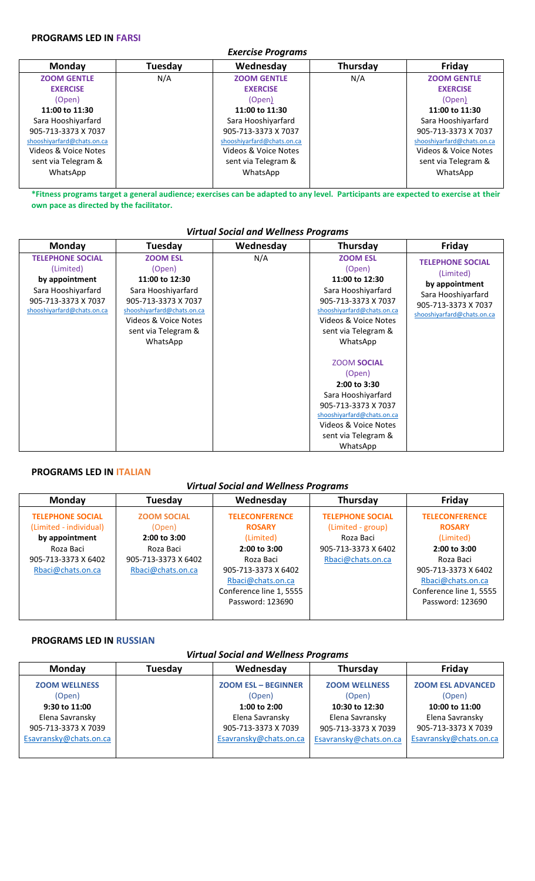## PROGRAMS LED IN FARSI

### *Exercise Programs*

| Monday | Tuesday | Wednesday | Thursday | Friday |
|---|---|---|---|---|
| **ZOOM GENTLE EXERCISE** (Open) **11:00 to 11:30** Sara Hooshiyarfard 905-713-3373 X 7037 shooshiyarfard@chats.on.ca Videos & Voice Notes sent via Telegram & WhatsApp | N/A | **ZOOM GENTLE EXERCISE** (Open) **11:00 to 11:30** Sara Hooshiyarfard 905-713-3373 X 7037 shooshiyarfard@chats.on.ca Videos & Voice Notes sent via Telegram & WhatsApp | N/A | **ZOOM GENTLE EXERCISE** (Open) **11:00 to 11:30** Sara Hooshiyarfard 905-713-3373 X 7037 shooshiyarfard@chats.on.ca Videos & Voice Notes sent via Telegram & WhatsApp |

**\*Fitness programs target a general audience; exercises can be adapted to any level. Participants are expected to exercise at their own pace as directed by the facilitator.**

### *Virtual Social and Wellness Programs*

| Monday | Tuesday | Wednesday | Thursday | Friday |
|---|---|---|---|---|
| **TELEPHONE SOCIAL** (Limited) **by appointment** Sara Hooshiyarfard 905-713-3373 X 7037 shooshiyarfard@chats.on.ca | **ZOOM ESL** (Open) **11:00 to 12:30** Sara Hooshiyarfard 905-713-3373 X 7037 shooshiyarfard@chats.on.ca Videos & Voice Notes sent via Telegram & WhatsApp | N/A | **ZOOM ESL** (Open) **11:00 to 12:30** Sara Hooshiyarfard 905-713-3373 X 7037 shooshiyarfard@chats.on.ca Videos & Voice Notes sent via Telegram & WhatsApp<br><br>ZOOM **SOCIAL** (Open) **2:00 to 3:30** Sara Hooshiyarfard 905-713-3373 X 7037 shooshiyarfard@chats.on.ca Videos & Voice Notes sent via Telegram & WhatsApp | **TELEPHONE SOCIAL** (Limited) **by appointment** Sara Hooshiyarfard 905-713-3373 X 7037 shooshiyarfard@chats.on.ca |

## PROGRAMS LED IN ITALIAN

### *Virtual Social and Wellness Programs*

| Monday | Tuesday | Wednesday | Thursday | Friday |
|---|---|---|---|---|
| **TELEPHONE SOCIAL** (Limited - individual) **by appointment** Roza Baci 905-713-3373 X 6402 Rbaci@chats.on.ca | **ZOOM SOCIAL** (Open) **2:00 to 3:00** Roza Baci 905-713-3373 X 6402 Rbaci@chats.on.ca | **TELECONFERENCE ROSARY** (Limited) **2:00 to 3:00** Roza Baci 905-713-3373 X 6402 Rbaci@chats.on.ca Conference line 1, 5555 Password: 123690 | **TELEPHONE SOCIAL** (Limited - group) Roza Baci 905-713-3373 X 6402 Rbaci@chats.on.ca | **TELECONFERENCE ROSARY** (Limited) **2:00 to 3:00** Roza Baci 905-713-3373 X 6402 Rbaci@chats.on.ca Conference line 1, 5555 Password: 123690 |

## PROGRAMS LED IN RUSSIAN

### *Virtual Social and Wellness Programs*

| Monday | Tuesday | Wednesday | Thursday | Friday |
|---|---|---|---|---|
| **ZOOM WELLNESS** (Open) **9:30 to 11:00** Elena Savransky 905-713-3373 X 7039 Esavransky@chats.on.ca | | **ZOOM ESL – BEGINNER** (Open) **1:00 to 2:00** Elena Savransky 905-713-3373 X 7039 Esavransky@chats.on.ca | **ZOOM WELLNESS** (Open) **10:30 to 12:30** Elena Savransky 905-713-3373 X 7039 Esavransky@chats.on.ca | **ZOOM ESL ADVANCED** (Open) **10:00 to 11:00** Elena Savransky 905-713-3373 X 7039 Esavransky@chats.on.ca |